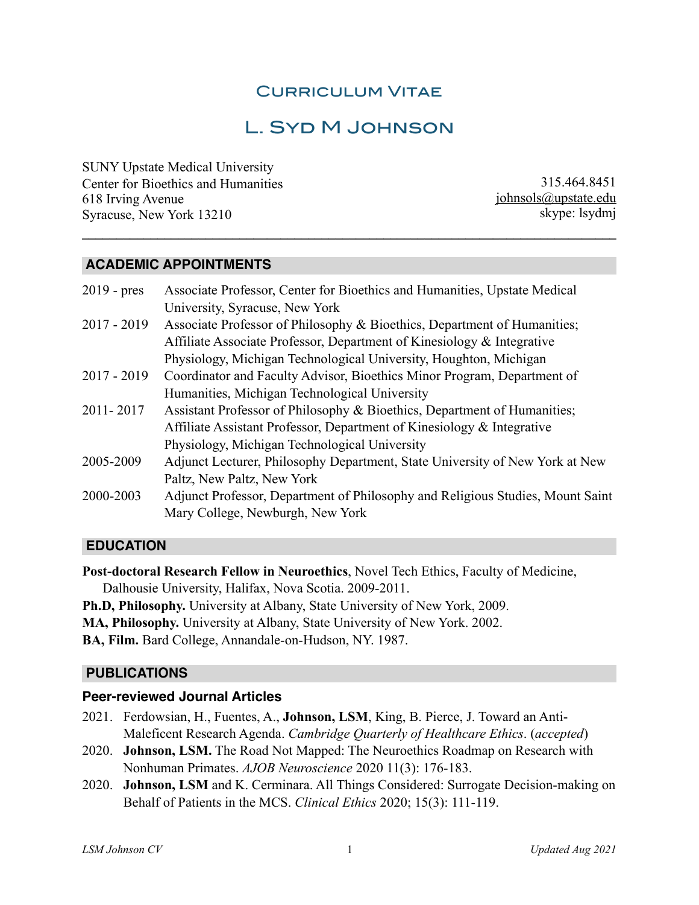# Curriculum Vitae

# L. Syd M Johnson

SUNY Upstate Medical University
Center for Bioethics and Humanities
618 Irving Avenue
Syracuse, New York 13210

315.464.8451
johnsols@upstate.edu
skype: lsydmj

---

## ACADEMIC APPOINTMENTS

2019 - pres Associate Professor, Center for Bioethics and Humanities, Upstate Medical University, Syracuse, New York

2017 - 2019 Associate Professor of Philosophy & Bioethics, Department of Humanities; Affiliate Associate Professor, Department of Kinesiology & Integrative Physiology, Michigan Technological University, Houghton, Michigan

2017 - 2019 Coordinator and Faculty Advisor, Bioethics Minor Program, Department of Humanities, Michigan Technological University

2011- 2017 Assistant Professor of Philosophy & Bioethics, Department of Humanities; Affiliate Assistant Professor, Department of Kinesiology & Integrative Physiology, Michigan Technological University

2005-2009 Adjunct Lecturer, Philosophy Department, State University of New York at New Paltz, New Paltz, New York

2000-2003 Adjunct Professor, Department of Philosophy and Religious Studies, Mount Saint Mary College, Newburgh, New York

## EDUCATION

**Post-doctoral Research Fellow in Neuroethics**, Novel Tech Ethics, Faculty of Medicine, Dalhousie University, Halifax, Nova Scotia. 2009-2011.

**Ph.D, Philosophy.** University at Albany, State University of New York, 2009.

**MA, Philosophy.** University at Albany, State University of New York. 2002.

**BA, Film.** Bard College, Annandale-on-Hudson, NY. 1987.

## PUBLICATIONS

### Peer-reviewed Journal Articles

2021. Ferdowsian, H., Fuentes, A., **Johnson, LSM**, King, B. Pierce, J. Toward an Anti-Maleficent Research Agenda. *Cambridge Quarterly of Healthcare Ethics*. (*accepted*)

2020. **Johnson, LSM.** The Road Not Mapped: The Neuroethics Roadmap on Research with Nonhuman Primates. *AJOB Neuroscience* 2020 11(3): 176-183.

2020. **Johnson, LSM** and K. Cerminara. All Things Considered: Surrogate Decision-making on Behalf of Patients in the MCS. *Clinical Ethics* 2020; 15(3): 111-119.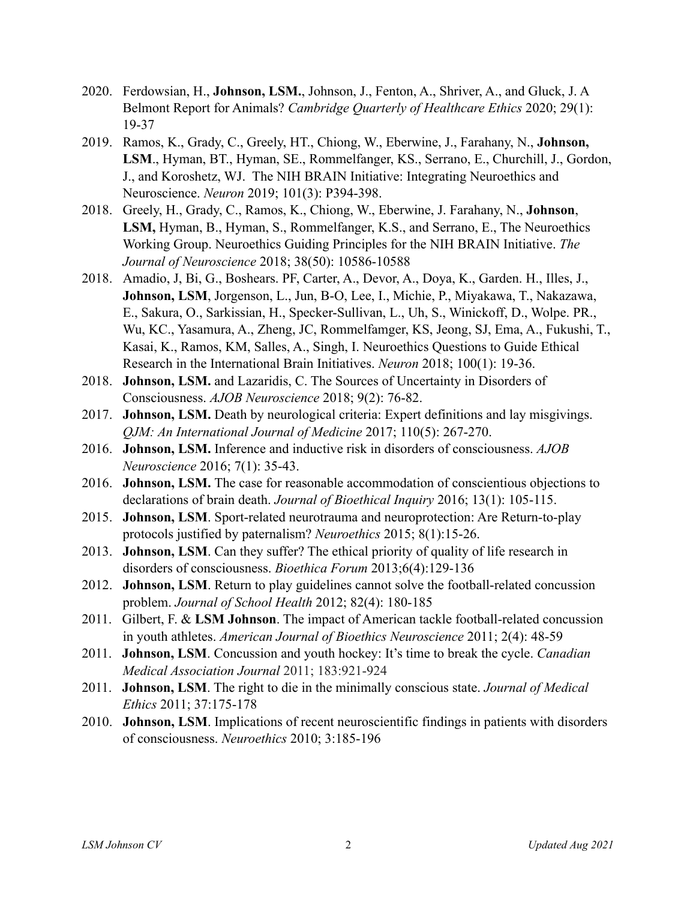2020. Ferdowsian, H., **Johnson, LSM.**, Johnson, J., Fenton, A., Shriver, A., and Gluck, J. A Belmont Report for Animals? *Cambridge Quarterly of Healthcare Ethics* 2020; 29(1): 19-37

2019. Ramos, K., Grady, C., Greely, HT., Chiong, W., Eberwine, J., Farahany, N., **Johnson, LSM**., Hyman, BT., Hyman, SE., Rommelfanger, KS., Serrano, E., Churchill, J., Gordon, J., and Koroshetz, WJ. The NIH BRAIN Initiative: Integrating Neuroethics and Neuroscience. *Neuron* 2019; 101(3): P394-398.

2018. Greely, H., Grady, C., Ramos, K., Chiong, W., Eberwine, J. Farahany, N., **Johnson**, **LSM,** Hyman, B., Hyman, S., Rommelfanger, K.S., and Serrano, E., The Neuroethics Working Group. Neuroethics Guiding Principles for the NIH BRAIN Initiative. *The Journal of Neuroscience* 2018; 38(50): 10586-10588

2018. Amadio, J, Bi, G., Boshears. PF, Carter, A., Devor, A., Doya, K., Garden. H., Illes, J., **Johnson, LSM**, Jorgenson, L., Jun, B-O, Lee, I., Michie, P., Miyakawa, T., Nakazawa, E., Sakura, O., Sarkissian, H., Specker-Sullivan, L., Uh, S., Winickoff, D., Wolpe. PR., Wu, KC., Yasamura, A., Zheng, JC, Rommelfamger, KS, Jeong, SJ, Ema, A., Fukushi, T., Kasai, K., Ramos, KM, Salles, A., Singh, I. Neuroethics Questions to Guide Ethical Research in the International Brain Initiatives. *Neuron* 2018; 100(1): 19-36.

2018. **Johnson, LSM.** and Lazaridis, C. The Sources of Uncertainty in Disorders of Consciousness. *AJOB Neuroscience* 2018; 9(2): 76-82.

2017. **Johnson, LSM.** Death by neurological criteria: Expert definitions and lay misgivings. *QJM: An International Journal of Medicine* 2017; 110(5): 267-270.

2016. **Johnson, LSM.** Inference and inductive risk in disorders of consciousness. *AJOB Neuroscience* 2016; 7(1): 35-43.

2016. **Johnson, LSM.** The case for reasonable accommodation of conscientious objections to declarations of brain death. *Journal of Bioethical Inquiry* 2016; 13(1): 105-115.

2015. **Johnson, LSM**. Sport-related neurotrauma and neuroprotection: Are Return-to-play protocols justified by paternalism? *Neuroethics* 2015; 8(1):15-26.

2013. **Johnson, LSM**. Can they suffer? The ethical priority of quality of life research in disorders of consciousness. *Bioethica Forum* 2013;6(4):129-136

2012. **Johnson, LSM**. Return to play guidelines cannot solve the football-related concussion problem. *Journal of School Health* 2012; 82(4): 180-185

2011. Gilbert, F. & **LSM Johnson**. The impact of American tackle football-related concussion in youth athletes. *American Journal of Bioethics Neuroscience* 2011; 2(4): 48-59

2011. **Johnson, LSM**. Concussion and youth hockey: It's time to break the cycle. *Canadian Medical Association Journal* 2011; 183:921-924

2011. **Johnson, LSM**. The right to die in the minimally conscious state. *Journal of Medical Ethics* 2011; 37:175-178

2010. **Johnson, LSM**. Implications of recent neuroscientific findings in patients with disorders of consciousness. *Neuroethics* 2010; 3:185-196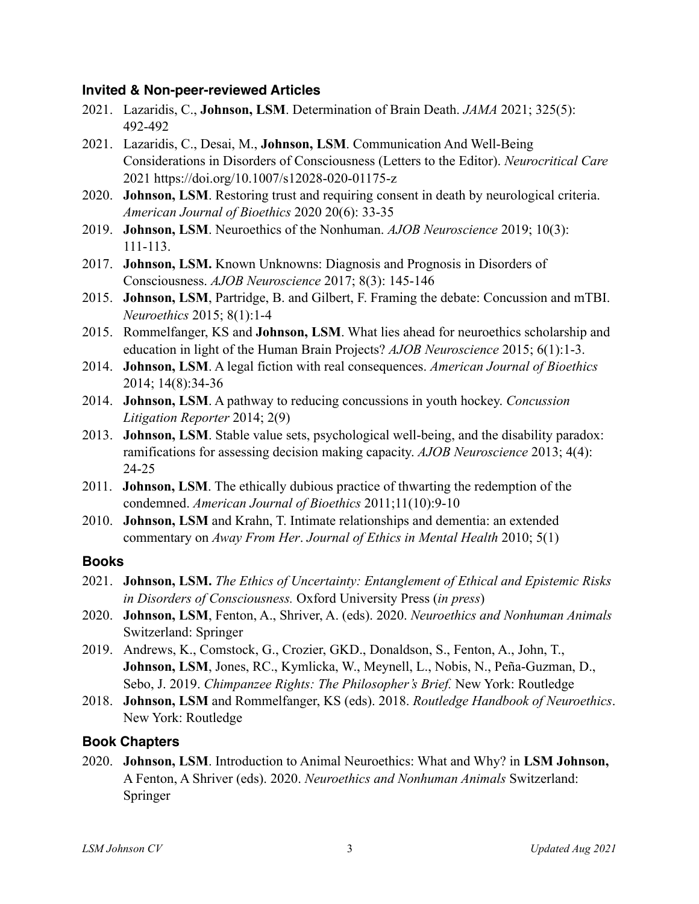### Invited & Non-peer-reviewed Articles

2021. Lazaridis, C., **Johnson, LSM**. Determination of Brain Death. *JAMA* 2021; 325(5): 492-492
2021. Lazaridis, C., Desai, M., **Johnson, LSM**. Communication And Well-Being Considerations in Disorders of Consciousness (Letters to the Editor). *Neurocritical Care* 2021 https://doi.org/10.1007/s12028-020-01175-z
2020. **Johnson, LSM**. Restoring trust and requiring consent in death by neurological criteria. *American Journal of Bioethics* 2020 20(6): 33-35
2019. **Johnson, LSM**. Neuroethics of the Nonhuman. *AJOB Neuroscience* 2019; 10(3): 111-113.
2017. **Johnson, LSM.** Known Unknowns: Diagnosis and Prognosis in Disorders of Consciousness. *AJOB Neuroscience* 2017; 8(3): 145-146
2015. **Johnson, LSM**, Partridge, B. and Gilbert, F. Framing the debate: Concussion and mTBI. *Neuroethics* 2015; 8(1):1-4
2015. Rommelfanger, KS and **Johnson, LSM**. What lies ahead for neuroethics scholarship and education in light of the Human Brain Projects? *AJOB Neuroscience* 2015; 6(1):1-3.
2014. **Johnson, LSM**. A legal fiction with real consequences. *American Journal of Bioethics* 2014; 14(8):34-36
2014. **Johnson, LSM**. A pathway to reducing concussions in youth hockey. *Concussion Litigation Reporter* 2014; 2(9)
2013. **Johnson, LSM**. Stable value sets, psychological well-being, and the disability paradox: ramifications for assessing decision making capacity. *AJOB Neuroscience* 2013; 4(4): 24-25
2011. **Johnson, LSM**. The ethically dubious practice of thwarting the redemption of the condemned. *American Journal of Bioethics* 2011;11(10):9-10
2010. **Johnson, LSM** and Krahn, T. Intimate relationships and dementia: an extended commentary on *Away From Her*. *Journal of Ethics in Mental Health* 2010; 5(1)

### Books

2021. **Johnson, LSM.** *The Ethics of Uncertainty: Entanglement of Ethical and Epistemic Risks in Disorders of Consciousness.* Oxford University Press (*in press*)
2020. **Johnson, LSM**, Fenton, A., Shriver, A. (eds). 2020. *Neuroethics and Nonhuman Animals* Switzerland: Springer
2019. Andrews, K., Comstock, G., Crozier, GKD., Donaldson, S., Fenton, A., John, T., **Johnson, LSM**, Jones, RC., Kymlicka, W., Meynell, L., Nobis, N., Peña-Guzman, D., Sebo, J. 2019. *Chimpanzee Rights: The Philosopher's Brief.* New York: Routledge
2018. **Johnson, LSM** and Rommelfanger, KS (eds). 2018. *Routledge Handbook of Neuroethics*. New York: Routledge

### Book Chapters

2020. **Johnson, LSM**. Introduction to Animal Neuroethics: What and Why? in **LSM Johnson,** A Fenton, A Shriver (eds). 2020. *Neuroethics and Nonhuman Animals* Switzerland: Springer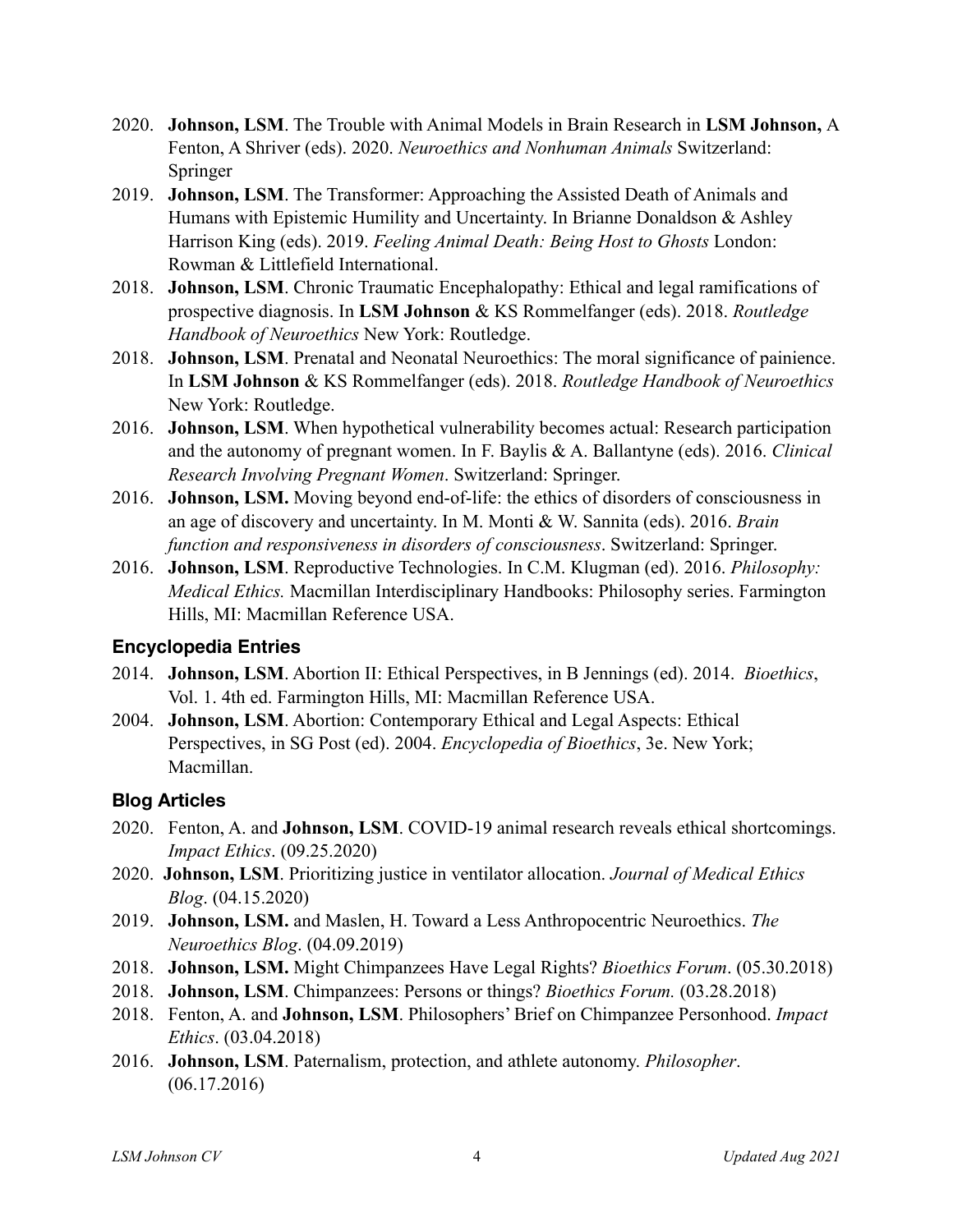- 2020. **Johnson, LSM**. The Trouble with Animal Models in Brain Research in **LSM Johnson,** A Fenton, A Shriver (eds). 2020. *Neuroethics and Nonhuman Animals* Switzerland: Springer
- 2019. **Johnson, LSM**. The Transformer: Approaching the Assisted Death of Animals and Humans with Epistemic Humility and Uncertainty. In Brianne Donaldson & Ashley Harrison King (eds). 2019. *Feeling Animal Death: Being Host to Ghosts* London: Rowman & Littlefield International.
- 2018. **Johnson, LSM**. Chronic Traumatic Encephalopathy: Ethical and legal ramifications of prospective diagnosis. In **LSM Johnson** & KS Rommelfanger (eds). 2018. *Routledge Handbook of Neuroethics* New York: Routledge.
- 2018. **Johnson, LSM**. Prenatal and Neonatal Neuroethics: The moral significance of painience. In **LSM Johnson** & KS Rommelfanger (eds). 2018. *Routledge Handbook of Neuroethics* New York: Routledge.
- 2016. **Johnson, LSM**. When hypothetical vulnerability becomes actual: Research participation and the autonomy of pregnant women. In F. Baylis & A. Ballantyne (eds). 2016. *Clinical Research Involving Pregnant Women*. Switzerland: Springer.
- 2016. **Johnson, LSM.** Moving beyond end-of-life: the ethics of disorders of consciousness in an age of discovery and uncertainty. In M. Monti & W. Sannita (eds). 2016. *Brain function and responsiveness in disorders of consciousness*. Switzerland: Springer.
- 2016. **Johnson, LSM**. Reproductive Technologies. In C.M. Klugman (ed). 2016. *Philosophy: Medical Ethics.* Macmillan Interdisciplinary Handbooks: Philosophy series. Farmington Hills, MI: Macmillan Reference USA.

### Encyclopedia Entries

- 2014. **Johnson, LSM**. Abortion II: Ethical Perspectives, in B Jennings (ed). 2014. *Bioethics*, Vol. 1. 4th ed. Farmington Hills, MI: Macmillan Reference USA.
- 2004. **Johnson, LSM**. Abortion: Contemporary Ethical and Legal Aspects: Ethical Perspectives, in SG Post (ed). 2004. *Encyclopedia of Bioethics*, 3e. New York; Macmillan.

### Blog Articles

- 2020. Fenton, A. and **Johnson, LSM**. COVID-19 animal research reveals ethical shortcomings. *Impact Ethics*. (09.25.2020)
- 2020. **Johnson, LSM**. Prioritizing justice in ventilator allocation. *Journal of Medical Ethics Blog*. (04.15.2020)
- 2019. **Johnson, LSM.** and Maslen, H. Toward a Less Anthropocentric Neuroethics. *The Neuroethics Blog*. (04.09.2019)
- 2018. **Johnson, LSM.** Might Chimpanzees Have Legal Rights? *Bioethics Forum*. (05.30.2018)
- 2018. **Johnson, LSM**. Chimpanzees: Persons or things? *Bioethics Forum.* (03.28.2018)
- 2018. Fenton, A. and **Johnson, LSM**. Philosophers' Brief on Chimpanzee Personhood. *Impact Ethics*. (03.04.2018)
- 2016. **Johnson, LSM**. Paternalism, protection, and athlete autonomy. *Philosopher*. (06.17.2016)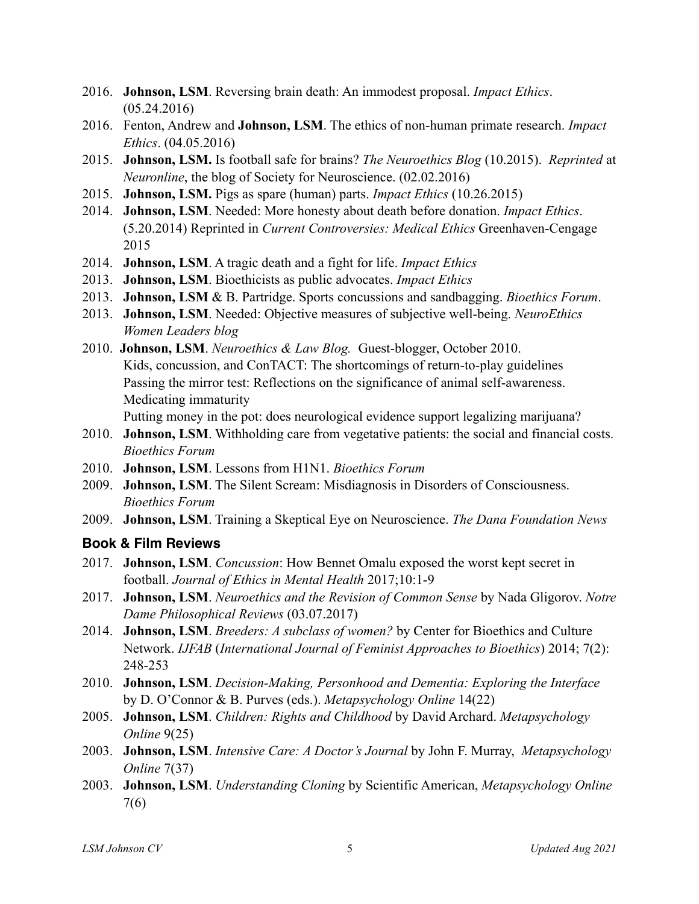2016. **Johnson, LSM**. Reversing brain death: An immodest proposal. *Impact Ethics*. (05.24.2016)

2016. Fenton, Andrew and **Johnson, LSM**. The ethics of non-human primate research. *Impact Ethics*. (04.05.2016)

2015. **Johnson, LSM.** Is football safe for brains? *The Neuroethics Blog* (10.2015). *Reprinted* at *Neuronline*, the blog of Society for Neuroscience. (02.02.2016)

2015. **Johnson, LSM.** Pigs as spare (human) parts. *Impact Ethics* (10.26.2015)

2014. **Johnson, LSM**. Needed: More honesty about death before donation. *Impact Ethics*. (5.20.2014) Reprinted in *Current Controversies: Medical Ethics* Greenhaven-Cengage 2015

2014. **Johnson, LSM**. A tragic death and a fight for life. *Impact Ethics*

2013. **Johnson, LSM**. Bioethicists as public advocates. *Impact Ethics*

2013. **Johnson, LSM** & B. Partridge. Sports concussions and sandbagging. *Bioethics Forum*.

2013. **Johnson, LSM**. Needed: Objective measures of subjective well-being. *NeuroEthics Women Leaders blog*

2010. **Johnson, LSM**. *Neuroethics & Law Blog.* Guest-blogger, October 2010.
Kids, concussion, and ConTACT: The shortcomings of return-to-play guidelines
Passing the mirror test: Reflections on the significance of animal self-awareness.
Medicating immaturity
Putting money in the pot: does neurological evidence support legalizing marijuana?

2010. **Johnson, LSM**. Withholding care from vegetative patients: the social and financial costs. *Bioethics Forum*

2010. **Johnson, LSM**. Lessons from H1N1. *Bioethics Forum*

2009. **Johnson, LSM**. The Silent Scream: Misdiagnosis in Disorders of Consciousness. *Bioethics Forum*

2009. **Johnson, LSM**. Training a Skeptical Eye on Neuroscience. *The Dana Foundation News*

### Book & Film Reviews

2017. **Johnson, LSM**. *Concussion*: How Bennet Omalu exposed the worst kept secret in football. *Journal of Ethics in Mental Health* 2017;10:1-9

2017. **Johnson, LSM**. *Neuroethics and the Revision of Common Sense* by Nada Gligorov. *Notre Dame Philosophical Reviews* (03.07.2017)

2014. **Johnson, LSM**. *Breeders: A subclass of women?* by Center for Bioethics and Culture Network. *IJFAB* (*International Journal of Feminist Approaches to Bioethics*) 2014; 7(2): 248-253

2010. **Johnson, LSM**. *Decision-Making, Personhood and Dementia: Exploring the Interface* by D. O'Connor & B. Purves (eds.). *Metapsychology Online* 14(22)

2005. **Johnson, LSM**. *Children: Rights and Childhood* by David Archard. *Metapsychology Online* 9(25)

2003. **Johnson, LSM**. *Intensive Care: A Doctor's Journal* by John F. Murray, *Metapsychology Online* 7(37)

2003. **Johnson, LSM**. *Understanding Cloning* by Scientific American, *Metapsychology Online* 7(6)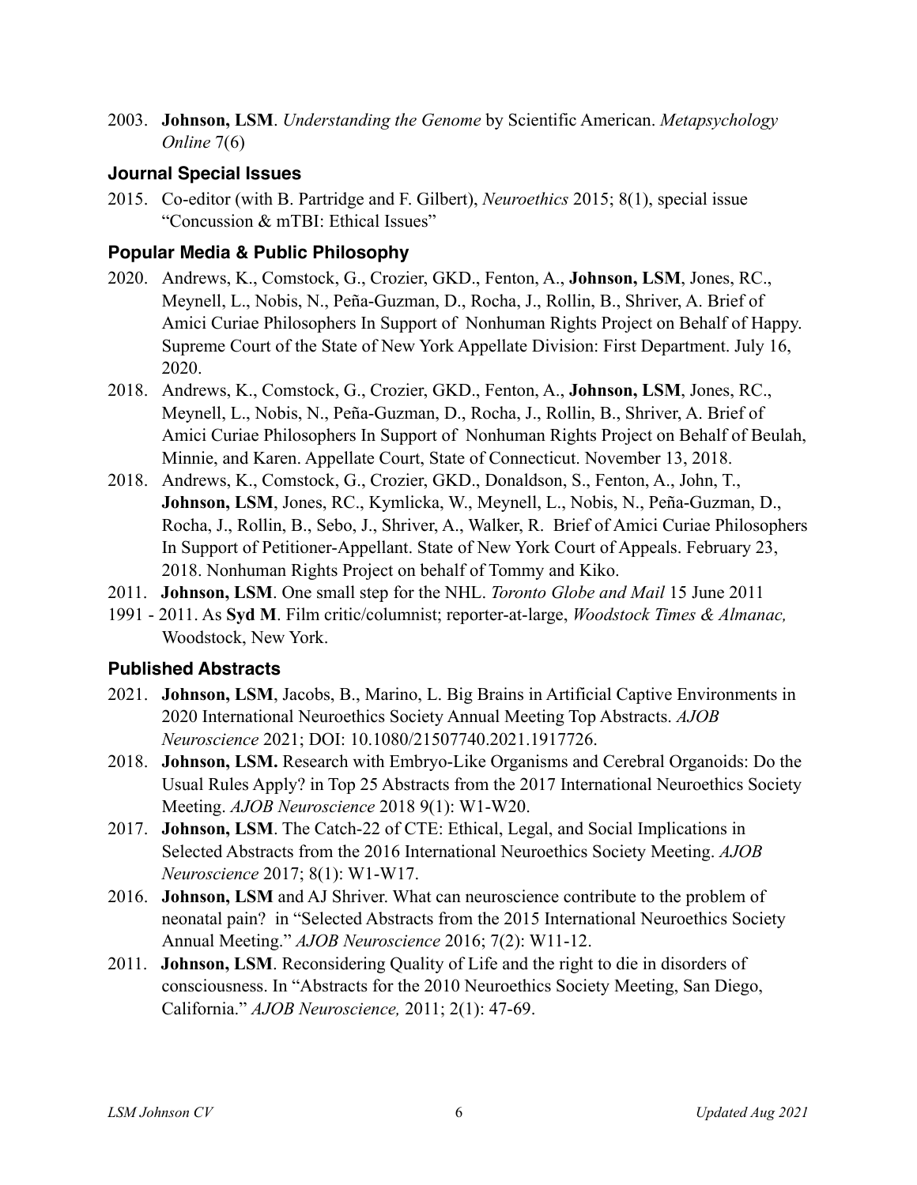2003. **Johnson, LSM**. *Understanding the Genome* by Scientific American. *Metapsychology Online* 7(6)

### Journal Special Issues

2015. Co-editor (with B. Partridge and F. Gilbert), *Neuroethics* 2015; 8(1), special issue "Concussion & mTBI: Ethical Issues"

### Popular Media & Public Philosophy

2020. Andrews, K., Comstock, G., Crozier, GKD., Fenton, A., **Johnson, LSM**, Jones, RC., Meynell, L., Nobis, N., Peña-Guzman, D., Rocha, J., Rollin, B., Shriver, A. Brief of Amici Curiae Philosophers In Support of Nonhuman Rights Project on Behalf of Happy. Supreme Court of the State of New York Appellate Division: First Department. July 16, 2020.

2018. Andrews, K., Comstock, G., Crozier, GKD., Fenton, A., **Johnson, LSM**, Jones, RC., Meynell, L., Nobis, N., Peña-Guzman, D., Rocha, J., Rollin, B., Shriver, A. Brief of Amici Curiae Philosophers In Support of Nonhuman Rights Project on Behalf of Beulah, Minnie, and Karen. Appellate Court, State of Connecticut. November 13, 2018.

2018. Andrews, K., Comstock, G., Crozier, GKD., Donaldson, S., Fenton, A., John, T., **Johnson, LSM**, Jones, RC., Kymlicka, W., Meynell, L., Nobis, N., Peña-Guzman, D., Rocha, J., Rollin, B., Sebo, J., Shriver, A., Walker, R. Brief of Amici Curiae Philosophers In Support of Petitioner-Appellant. State of New York Court of Appeals. February 23, 2018. Nonhuman Rights Project on behalf of Tommy and Kiko.

2011. **Johnson, LSM**. One small step for the NHL. *Toronto Globe and Mail* 15 June 2011

1991 - 2011. As **Syd M**. Film critic/columnist; reporter-at-large, *Woodstock Times & Almanac,* Woodstock, New York.

### Published Abstracts

2021. **Johnson, LSM**, Jacobs, B., Marino, L. Big Brains in Artificial Captive Environments in 2020 International Neuroethics Society Annual Meeting Top Abstracts. *AJOB Neuroscience* 2021; DOI: 10.1080/21507740.2021.1917726.

2018. **Johnson, LSM.** Research with Embryo-Like Organisms and Cerebral Organoids: Do the Usual Rules Apply? in Top 25 Abstracts from the 2017 International Neuroethics Society Meeting. *AJOB Neuroscience* 2018 9(1): W1-W20.

2017. **Johnson, LSM**. The Catch-22 of CTE: Ethical, Legal, and Social Implications in Selected Abstracts from the 2016 International Neuroethics Society Meeting. *AJOB Neuroscience* 2017; 8(1): W1-W17.

2016. **Johnson, LSM** and AJ Shriver. What can neuroscience contribute to the problem of neonatal pain? in "Selected Abstracts from the 2015 International Neuroethics Society Annual Meeting." *AJOB Neuroscience* 2016; 7(2): W11-12.

2011. **Johnson, LSM**. Reconsidering Quality of Life and the right to die in disorders of consciousness. In "Abstracts for the 2010 Neuroethics Society Meeting, San Diego, California." *AJOB Neuroscience,* 2011; 2(1): 47-69.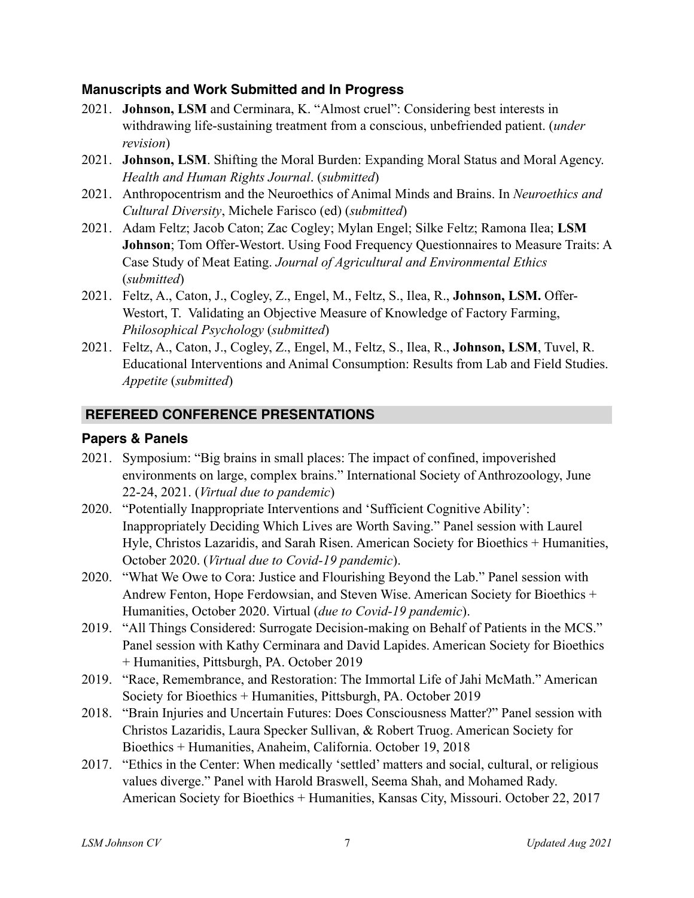### Manuscripts and Work Submitted and In Progress

- 2021. **Johnson, LSM** and Cerminara, K. "Almost cruel": Considering best interests in withdrawing life-sustaining treatment from a conscious, unbefriended patient. (*under revision*)
- 2021. **Johnson, LSM**. Shifting the Moral Burden: Expanding Moral Status and Moral Agency. *Health and Human Rights Journal*. (*submitted*)
- 2021. Anthropocentrism and the Neuroethics of Animal Minds and Brains. In *Neuroethics and Cultural Diversity*, Michele Farisco (ed) (*submitted*)
- 2021. Adam Feltz; Jacob Caton; Zac Cogley; Mylan Engel; Silke Feltz; Ramona Ilea; **LSM Johnson**; Tom Offer-Westort. Using Food Frequency Questionnaires to Measure Traits: A Case Study of Meat Eating. *Journal of Agricultural and Environmental Ethics* (*submitted*)
- 2021. Feltz, A., Caton, J., Cogley, Z., Engel, M., Feltz, S., Ilea, R., **Johnson, LSM.** Offer-Westort, T. Validating an Objective Measure of Knowledge of Factory Farming, *Philosophical Psychology* (*submitted*)
- 2021. Feltz, A., Caton, J., Cogley, Z., Engel, M., Feltz, S., Ilea, R., **Johnson, LSM**, Tuvel, R. Educational Interventions and Animal Consumption: Results from Lab and Field Studies. *Appetite* (*submitted*)

## REFEREED CONFERENCE PRESENTATIONS

### Papers & Panels

- 2021. Symposium: "Big brains in small places: The impact of confined, impoverished environments on large, complex brains." International Society of Anthrozoology, June 22-24, 2021. (*Virtual due to pandemic*)
- 2020. "Potentially Inappropriate Interventions and 'Sufficient Cognitive Ability': Inappropriately Deciding Which Lives are Worth Saving." Panel session with Laurel Hyle, Christos Lazaridis, and Sarah Risen. American Society for Bioethics + Humanities, October 2020. (*Virtual due to Covid-19 pandemic*).
- 2020. "What We Owe to Cora: Justice and Flourishing Beyond the Lab." Panel session with Andrew Fenton, Hope Ferdowsian, and Steven Wise. American Society for Bioethics + Humanities, October 2020. Virtual (*due to Covid-19 pandemic*).
- 2019. "All Things Considered: Surrogate Decision-making on Behalf of Patients in the MCS." Panel session with Kathy Cerminara and David Lapides. American Society for Bioethics + Humanities, Pittsburgh, PA. October 2019
- 2019. "Race, Remembrance, and Restoration: The Immortal Life of Jahi McMath." American Society for Bioethics + Humanities, Pittsburgh, PA. October 2019
- 2018. "Brain Injuries and Uncertain Futures: Does Consciousness Matter?" Panel session with Christos Lazaridis, Laura Specker Sullivan, & Robert Truog. American Society for Bioethics + Humanities, Anaheim, California. October 19, 2018
- 2017. "Ethics in the Center: When medically 'settled' matters and social, cultural, or religious values diverge." Panel with Harold Braswell, Seema Shah, and Mohamed Rady. American Society for Bioethics + Humanities, Kansas City, Missouri. October 22, 2017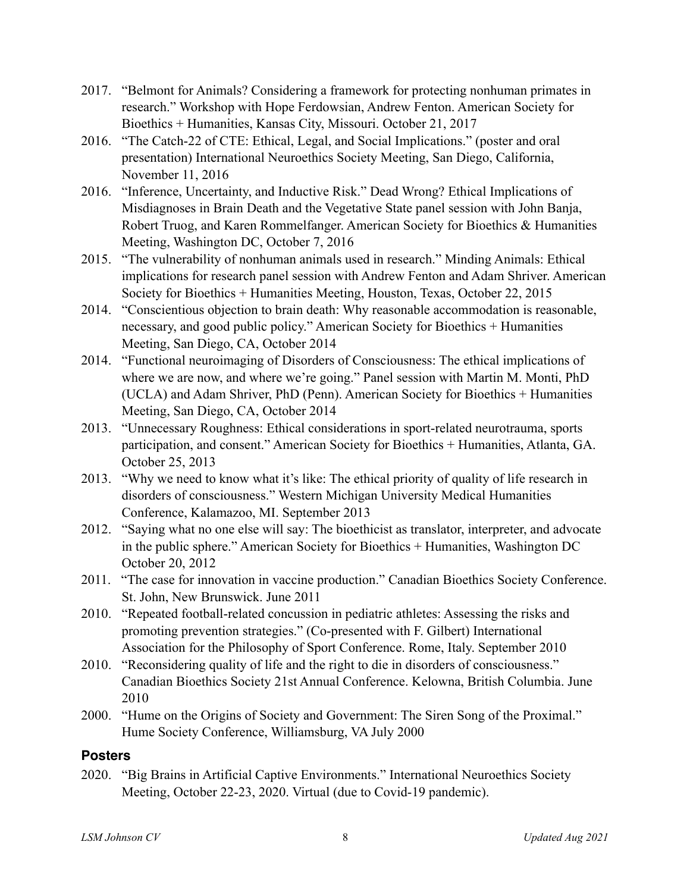2017. "Belmont for Animals? Considering a framework for protecting nonhuman primates in research." Workshop with Hope Ferdowsian, Andrew Fenton. American Society for Bioethics + Humanities, Kansas City, Missouri. October 21, 2017

2016. "The Catch-22 of CTE: Ethical, Legal, and Social Implications." (poster and oral presentation) International Neuroethics Society Meeting, San Diego, California, November 11, 2016

2016. "Inference, Uncertainty, and Inductive Risk." Dead Wrong? Ethical Implications of Misdiagnoses in Brain Death and the Vegetative State panel session with John Banja, Robert Truog, and Karen Rommelfanger. American Society for Bioethics & Humanities Meeting, Washington DC, October 7, 2016

2015. "The vulnerability of nonhuman animals used in research." Minding Animals: Ethical implications for research panel session with Andrew Fenton and Adam Shriver. American Society for Bioethics + Humanities Meeting, Houston, Texas, October 22, 2015

2014. "Conscientious objection to brain death: Why reasonable accommodation is reasonable, necessary, and good public policy." American Society for Bioethics + Humanities Meeting, San Diego, CA, October 2014

2014. "Functional neuroimaging of Disorders of Consciousness: The ethical implications of where we are now, and where we're going." Panel session with Martin M. Monti, PhD (UCLA) and Adam Shriver, PhD (Penn). American Society for Bioethics + Humanities Meeting, San Diego, CA, October 2014

2013. "Unnecessary Roughness: Ethical considerations in sport-related neurotrauma, sports participation, and consent." American Society for Bioethics + Humanities, Atlanta, GA. October 25, 2013

2013. "Why we need to know what it's like: The ethical priority of quality of life research in disorders of consciousness." Western Michigan University Medical Humanities Conference, Kalamazoo, MI. September 2013

2012. "Saying what no one else will say: The bioethicist as translator, interpreter, and advocate in the public sphere." American Society for Bioethics + Humanities, Washington DC October 20, 2012

2011. "The case for innovation in vaccine production." Canadian Bioethics Society Conference. St. John, New Brunswick. June 2011

2010. "Repeated football-related concussion in pediatric athletes: Assessing the risks and promoting prevention strategies." (Co-presented with F. Gilbert) International Association for the Philosophy of Sport Conference. Rome, Italy. September 2010

2010. "Reconsidering quality of life and the right to die in disorders of consciousness." Canadian Bioethics Society 21st Annual Conference. Kelowna, British Columbia. June 2010

2000. "Hume on the Origins of Society and Government: The Siren Song of the Proximal." Hume Society Conference, Williamsburg, VA July 2000

## Posters

2020. "Big Brains in Artificial Captive Environments." International Neuroethics Society Meeting, October 22-23, 2020. Virtual (due to Covid-19 pandemic).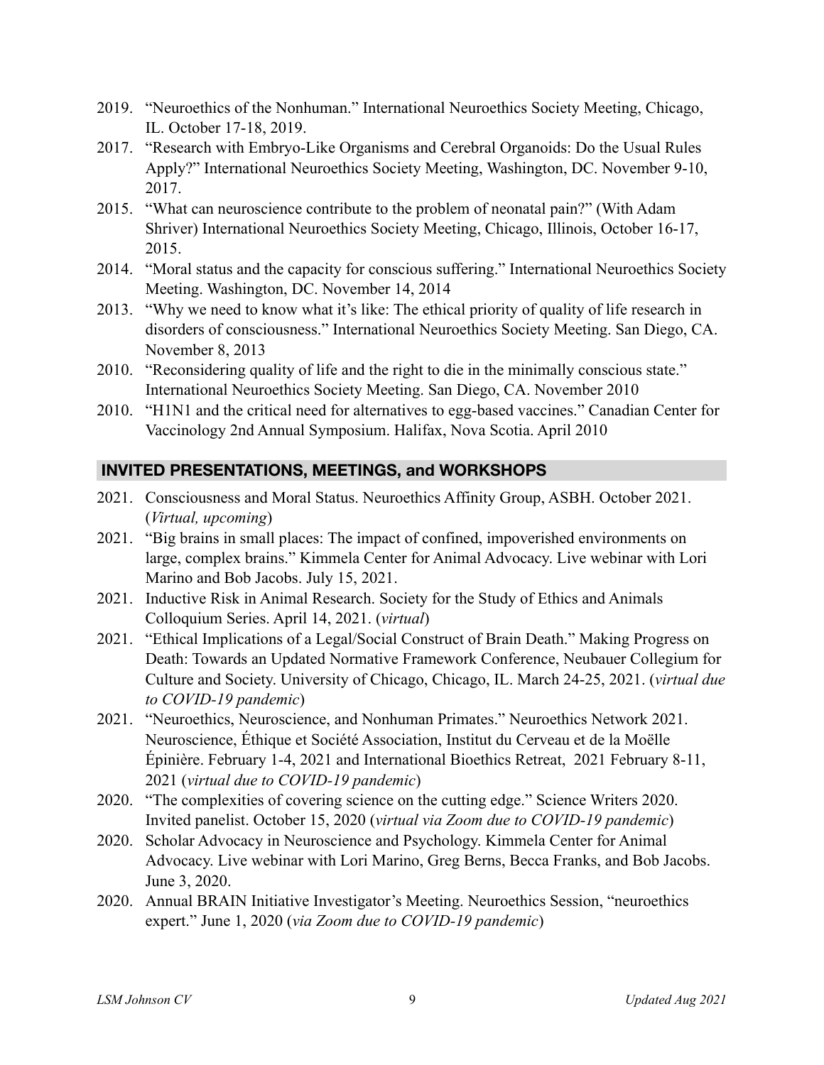2019. "Neuroethics of the Nonhuman." International Neuroethics Society Meeting, Chicago, IL. October 17-18, 2019.

2017. "Research with Embryo-Like Organisms and Cerebral Organoids: Do the Usual Rules Apply?" International Neuroethics Society Meeting, Washington, DC. November 9-10, 2017.

2015. "What can neuroscience contribute to the problem of neonatal pain?" (With Adam Shriver) International Neuroethics Society Meeting, Chicago, Illinois, October 16-17, 2015.

2014. "Moral status and the capacity for conscious suffering." International Neuroethics Society Meeting. Washington, DC. November 14, 2014

2013. "Why we need to know what it's like: The ethical priority of quality of life research in disorders of consciousness." International Neuroethics Society Meeting. San Diego, CA. November 8, 2013

2010. "Reconsidering quality of life and the right to die in the minimally conscious state." International Neuroethics Society Meeting. San Diego, CA. November 2010

2010. "H1N1 and the critical need for alternatives to egg-based vaccines." Canadian Center for Vaccinology 2nd Annual Symposium. Halifax, Nova Scotia. April 2010

## INVITED PRESENTATIONS, MEETINGS, and WORKSHOPS

2021. Consciousness and Moral Status. Neuroethics Affinity Group, ASBH. October 2021. (*Virtual, upcoming*)

2021. "Big brains in small places: The impact of confined, impoverished environments on large, complex brains." Kimmela Center for Animal Advocacy. Live webinar with Lori Marino and Bob Jacobs. July 15, 2021.

2021. Inductive Risk in Animal Research. Society for the Study of Ethics and Animals Colloquium Series. April 14, 2021. (*virtual*)

2021. "Ethical Implications of a Legal/Social Construct of Brain Death." Making Progress on Death: Towards an Updated Normative Framework Conference, Neubauer Collegium for Culture and Society. University of Chicago, Chicago, IL. March 24-25, 2021. (*virtual due to COVID-19 pandemic*)

2021. "Neuroethics, Neuroscience, and Nonhuman Primates." Neuroethics Network 2021. Neuroscience, Éthique et Société Association, Institut du Cerveau et de la Moëlle Épinière. February 1-4, 2021 and International Bioethics Retreat, 2021 February 8-11, 2021 (*virtual due to COVID-19 pandemic*)

2020. "The complexities of covering science on the cutting edge." Science Writers 2020. Invited panelist. October 15, 2020 (*virtual via Zoom due to COVID-19 pandemic*)

2020. Scholar Advocacy in Neuroscience and Psychology. Kimmela Center for Animal Advocacy. Live webinar with Lori Marino, Greg Berns, Becca Franks, and Bob Jacobs. June 3, 2020.

2020. Annual BRAIN Initiative Investigator's Meeting. Neuroethics Session, "neuroethics expert." June 1, 2020 (*via Zoom due to COVID-19 pandemic*)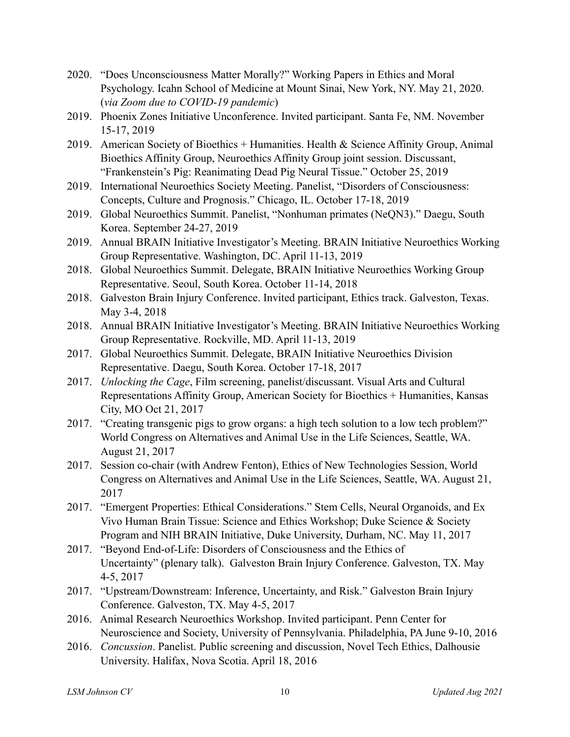- 2020. "Does Unconsciousness Matter Morally?" Working Papers in Ethics and Moral Psychology. Icahn School of Medicine at Mount Sinai, New York, NY. May 21, 2020. (*via Zoom due to COVID-19 pandemic*)
- 2019. Phoenix Zones Initiative Unconference. Invited participant. Santa Fe, NM. November 15-17, 2019
- 2019. American Society of Bioethics + Humanities. Health & Science Affinity Group, Animal Bioethics Affinity Group, Neuroethics Affinity Group joint session. Discussant, "Frankenstein's Pig: Reanimating Dead Pig Neural Tissue." October 25, 2019
- 2019. International Neuroethics Society Meeting. Panelist, "Disorders of Consciousness: Concepts, Culture and Prognosis." Chicago, IL. October 17-18, 2019
- 2019. Global Neuroethics Summit. Panelist, "Nonhuman primates (NeQN3)." Daegu, South Korea. September 24-27, 2019
- 2019. Annual BRAIN Initiative Investigator's Meeting. BRAIN Initiative Neuroethics Working Group Representative. Washington, DC. April 11-13, 2019
- 2018. Global Neuroethics Summit. Delegate, BRAIN Initiative Neuroethics Working Group Representative. Seoul, South Korea. October 11-14, 2018
- 2018. Galveston Brain Injury Conference. Invited participant, Ethics track. Galveston, Texas. May 3-4, 2018
- 2018. Annual BRAIN Initiative Investigator's Meeting. BRAIN Initiative Neuroethics Working Group Representative. Rockville, MD. April 11-13, 2019
- 2017. Global Neuroethics Summit. Delegate, BRAIN Initiative Neuroethics Division Representative. Daegu, South Korea. October 17-18, 2017
- 2017. *Unlocking the Cage*, Film screening, panelist/discussant. Visual Arts and Cultural Representations Affinity Group, American Society for Bioethics + Humanities, Kansas City, MO Oct 21, 2017
- 2017. "Creating transgenic pigs to grow organs: a high tech solution to a low tech problem?" World Congress on Alternatives and Animal Use in the Life Sciences, Seattle, WA. August 21, 2017
- 2017. Session co-chair (with Andrew Fenton), Ethics of New Technologies Session, World Congress on Alternatives and Animal Use in the Life Sciences, Seattle, WA. August 21, 2017
- 2017. "Emergent Properties: Ethical Considerations." Stem Cells, Neural Organoids, and Ex Vivo Human Brain Tissue: Science and Ethics Workshop; Duke Science & Society Program and NIH BRAIN Initiative, Duke University, Durham, NC. May 11, 2017
- 2017. "Beyond End-of-Life: Disorders of Consciousness and the Ethics of Uncertainty" (plenary talk). Galveston Brain Injury Conference. Galveston, TX. May 4-5, 2017
- 2017. "Upstream/Downstream: Inference, Uncertainty, and Risk." Galveston Brain Injury Conference. Galveston, TX. May 4-5, 2017
- 2016. Animal Research Neuroethics Workshop. Invited participant. Penn Center for Neuroscience and Society, University of Pennsylvania. Philadelphia, PA June 9-10, 2016
- 2016. *Concussion*. Panelist. Public screening and discussion, Novel Tech Ethics, Dalhousie University. Halifax, Nova Scotia. April 18, 2016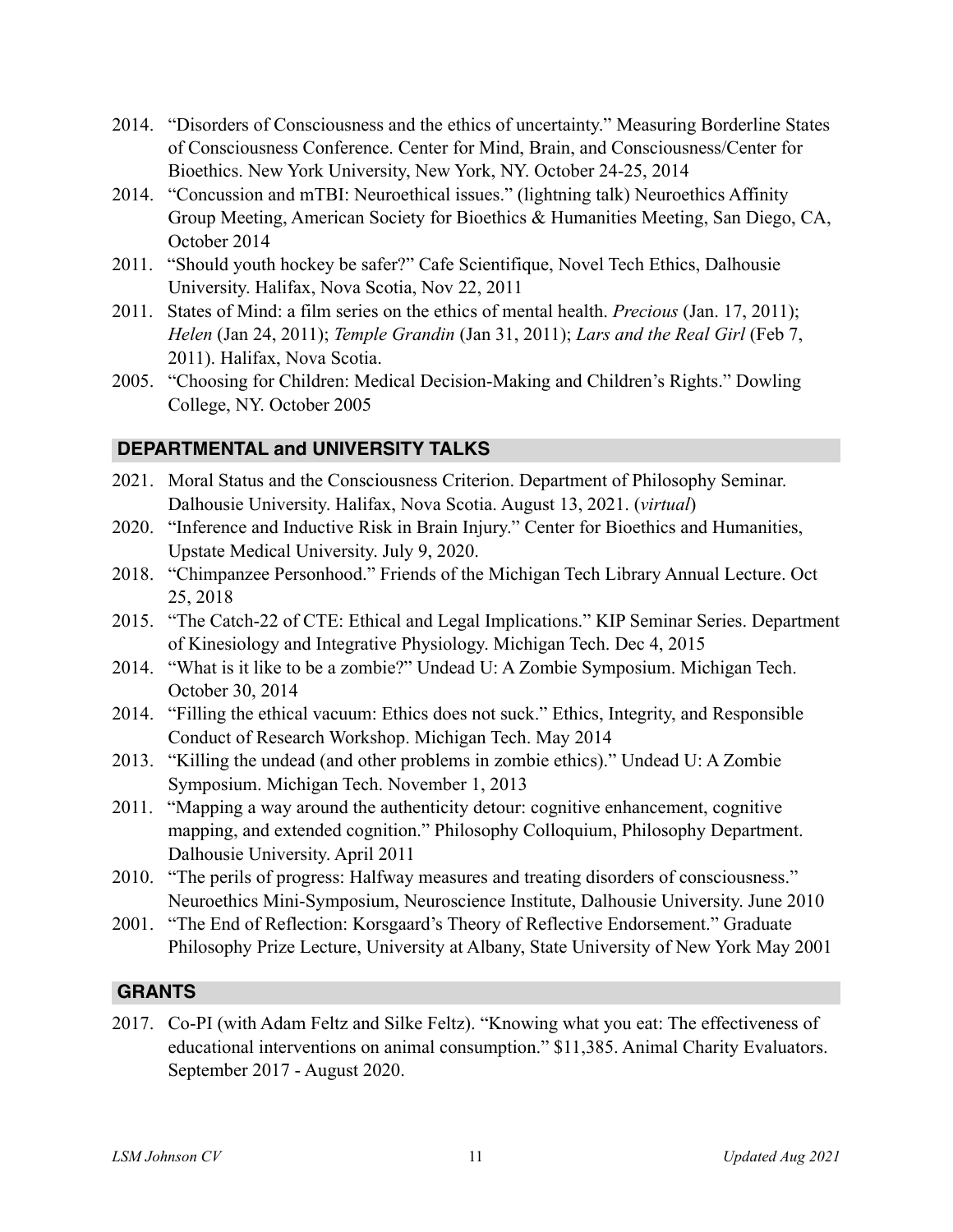2014. "Disorders of Consciousness and the ethics of uncertainty." Measuring Borderline States of Consciousness Conference. Center for Mind, Brain, and Consciousness/Center for Bioethics. New York University, New York, NY. October 24-25, 2014

2014. "Concussion and mTBI: Neuroethical issues." (lightning talk) Neuroethics Affinity Group Meeting, American Society for Bioethics & Humanities Meeting, San Diego, CA, October 2014

2011. "Should youth hockey be safer?" Cafe Scientifique, Novel Tech Ethics, Dalhousie University. Halifax, Nova Scotia, Nov 22, 2011

2011. States of Mind: a film series on the ethics of mental health. *Precious* (Jan. 17, 2011); *Helen* (Jan 24, 2011); *Temple Grandin* (Jan 31, 2011); *Lars and the Real Girl* (Feb 7, 2011). Halifax, Nova Scotia.

2005. "Choosing for Children: Medical Decision-Making and Children's Rights." Dowling College, NY. October 2005

## DEPARTMENTAL and UNIVERSITY TALKS

2021. Moral Status and the Consciousness Criterion. Department of Philosophy Seminar. Dalhousie University. Halifax, Nova Scotia. August 13, 2021. (*virtual*)

2020. "Inference and Inductive Risk in Brain Injury." Center for Bioethics and Humanities, Upstate Medical University. July 9, 2020.

2018. "Chimpanzee Personhood." Friends of the Michigan Tech Library Annual Lecture. Oct 25, 2018

2015. "The Catch-22 of CTE: Ethical and Legal Implications." KIP Seminar Series. Department of Kinesiology and Integrative Physiology. Michigan Tech. Dec 4, 2015

2014. "What is it like to be a zombie?" Undead U: A Zombie Symposium. Michigan Tech. October 30, 2014

2014. "Filling the ethical vacuum: Ethics does not suck." Ethics, Integrity, and Responsible Conduct of Research Workshop. Michigan Tech. May 2014

2013. "Killing the undead (and other problems in zombie ethics)." Undead U: A Zombie Symposium. Michigan Tech. November 1, 2013

2011. "Mapping a way around the authenticity detour: cognitive enhancement, cognitive mapping, and extended cognition." Philosophy Colloquium, Philosophy Department. Dalhousie University. April 2011

2010. "The perils of progress: Halfway measures and treating disorders of consciousness." Neuroethics Mini-Symposium, Neuroscience Institute, Dalhousie University. June 2010

2001. "The End of Reflection: Korsgaard's Theory of Reflective Endorsement." Graduate Philosophy Prize Lecture, University at Albany, State University of New York May 2001

## GRANTS

2017. Co-PI (with Adam Feltz and Silke Feltz). "Knowing what you eat: The effectiveness of educational interventions on animal consumption." $11,385. Animal Charity Evaluators. September 2017 - August 2020.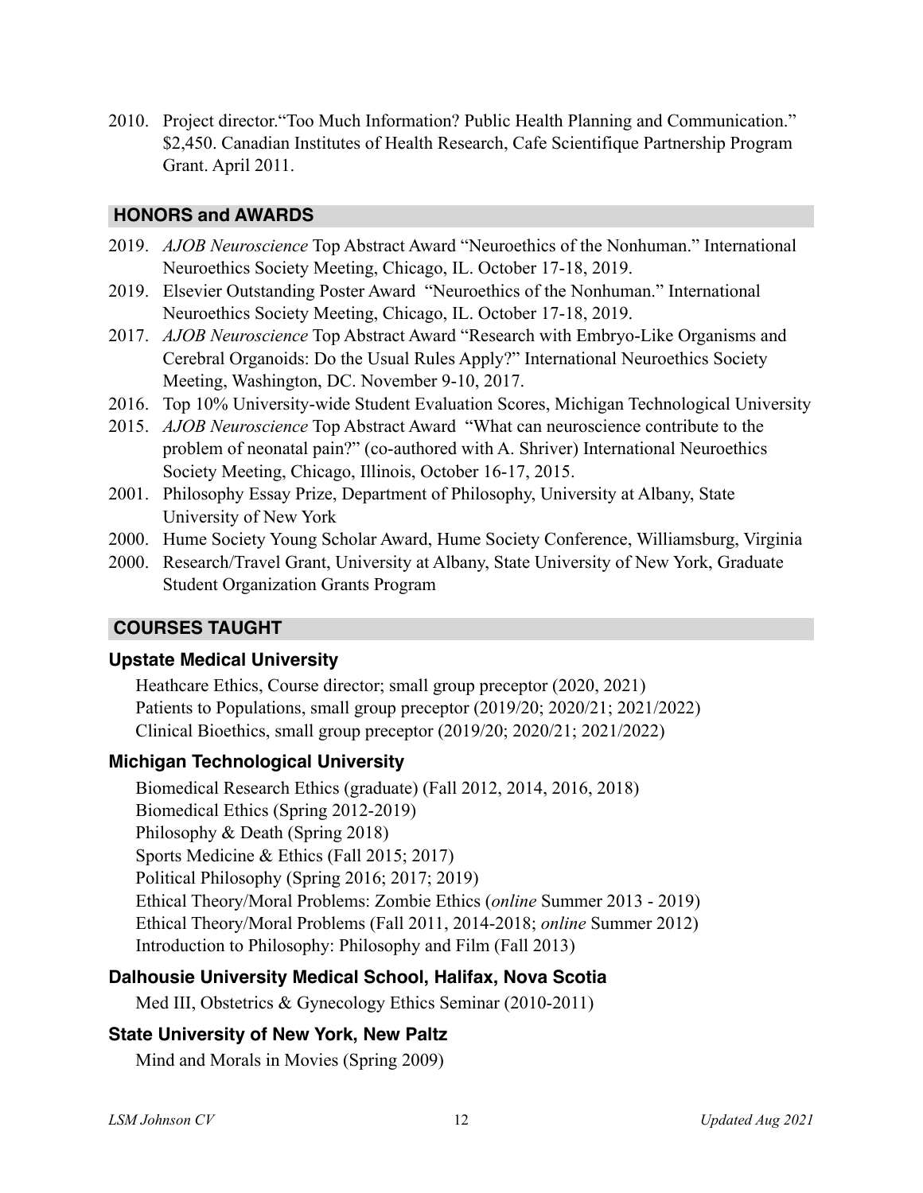2010. Project director."Too Much Information? Public Health Planning and Communication." $2,450. Canadian Institutes of Health Research, Cafe Scientifique Partnership Program Grant. April 2011.

## HONORS and AWARDS

2019. *AJOB Neuroscience* Top Abstract Award "Neuroethics of the Nonhuman." International Neuroethics Society Meeting, Chicago, IL. October 17-18, 2019.

2019. Elsevier Outstanding Poster Award "Neuroethics of the Nonhuman." International Neuroethics Society Meeting, Chicago, IL. October 17-18, 2019.

2017. *AJOB Neuroscience* Top Abstract Award "Research with Embryo-Like Organisms and Cerebral Organoids: Do the Usual Rules Apply?" International Neuroethics Society Meeting, Washington, DC. November 9-10, 2017.

2016. Top 10% University-wide Student Evaluation Scores, Michigan Technological University

2015. *AJOB Neuroscience* Top Abstract Award "What can neuroscience contribute to the problem of neonatal pain?" (co-authored with A. Shriver) International Neuroethics Society Meeting, Chicago, Illinois, October 16-17, 2015.

2001. Philosophy Essay Prize, Department of Philosophy, University at Albany, State University of New York

2000. Hume Society Young Scholar Award, Hume Society Conference, Williamsburg, Virginia

2000. Research/Travel Grant, University at Albany, State University of New York, Graduate Student Organization Grants Program

## COURSES TAUGHT

### Upstate Medical University

Heathcare Ethics, Course director; small group preceptor (2020, 2021)
Patients to Populations, small group preceptor (2019/20; 2020/21; 2021/2022)
Clinical Bioethics, small group preceptor (2019/20; 2020/21; 2021/2022)

### Michigan Technological University

Biomedical Research Ethics (graduate) (Fall 2012, 2014, 2016, 2018)
Biomedical Ethics (Spring 2012-2019)
Philosophy & Death (Spring 2018)
Sports Medicine & Ethics (Fall 2015; 2017)
Political Philosophy (Spring 2016; 2017; 2019)
Ethical Theory/Moral Problems: Zombie Ethics (*online* Summer 2013 - 2019)
Ethical Theory/Moral Problems (Fall 2011, 2014-2018; *online* Summer 2012)
Introduction to Philosophy: Philosophy and Film (Fall 2013)

### Dalhousie University Medical School, Halifax, Nova Scotia

Med III, Obstetrics & Gynecology Ethics Seminar (2010-2011)

### State University of New York, New Paltz

Mind and Morals in Movies (Spring 2009)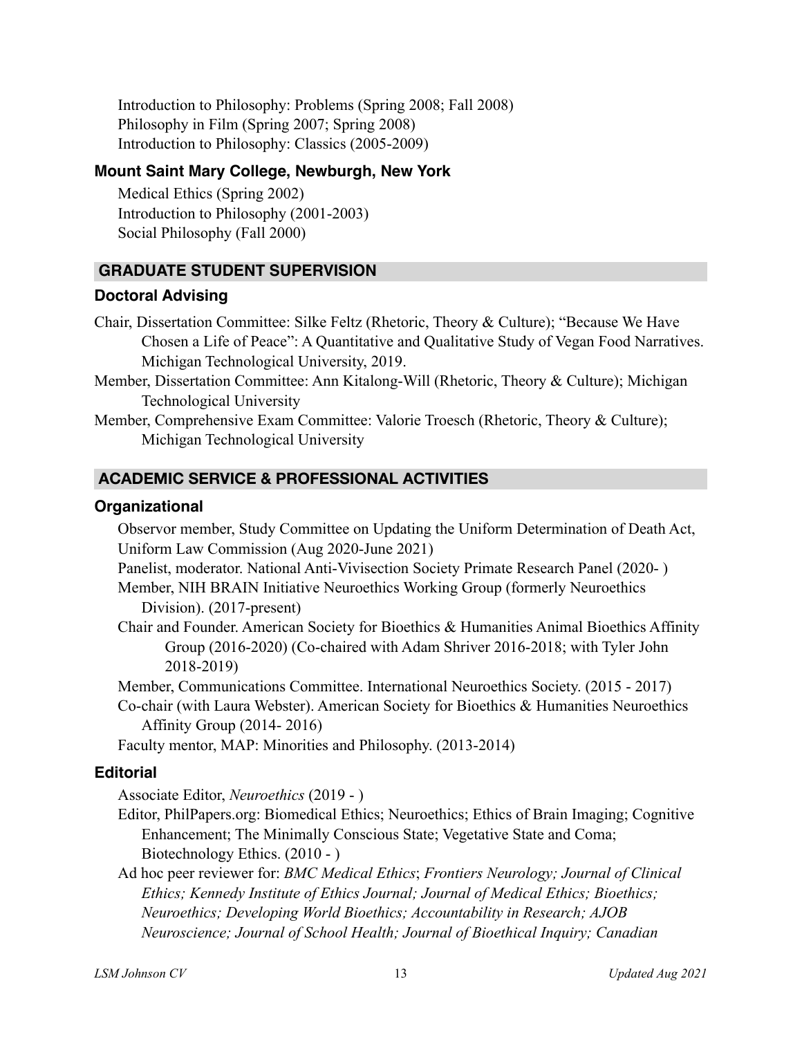Introduction to Philosophy: Problems (Spring 2008; Fall 2008)
Philosophy in Film (Spring 2007; Spring 2008)
Introduction to Philosophy: Classics (2005-2009)

### Mount Saint Mary College, Newburgh, New York

Medical Ethics (Spring 2002)
Introduction to Philosophy (2001-2003)
Social Philosophy (Fall 2000)

## GRADUATE STUDENT SUPERVISION

### Doctoral Advising

Chair, Dissertation Committee: Silke Feltz (Rhetoric, Theory & Culture); "Because We Have Chosen a Life of Peace": A Quantitative and Qualitative Study of Vegan Food Narratives. Michigan Technological University, 2019.

Member, Dissertation Committee: Ann Kitalong-Will (Rhetoric, Theory & Culture); Michigan Technological University

Member, Comprehensive Exam Committee: Valorie Troesch (Rhetoric, Theory & Culture); Michigan Technological University

## ACADEMIC SERVICE & PROFESSIONAL ACTIVITIES

### Organizational

Observor member, Study Committee on Updating the Uniform Determination of Death Act, Uniform Law Commission (Aug 2020-June 2021)

Panelist, moderator. National Anti-Vivisection Society Primate Research Panel (2020- )

Member, NIH BRAIN Initiative Neuroethics Working Group (formerly Neuroethics Division). (2017-present)

Chair and Founder. American Society for Bioethics & Humanities Animal Bioethics Affinity Group (2016-2020) (Co-chaired with Adam Shriver 2016-2018; with Tyler John 2018-2019)

Member, Communications Committee. International Neuroethics Society. (2015 - 2017)

Co-chair (with Laura Webster). American Society for Bioethics & Humanities Neuroethics Affinity Group (2014- 2016)

Faculty mentor, MAP: Minorities and Philosophy. (2013-2014)

### Editorial

Associate Editor, *Neuroethics* (2019 - )

Editor, PhilPapers.org: Biomedical Ethics; Neuroethics; Ethics of Brain Imaging; Cognitive Enhancement; The Minimally Conscious State; Vegetative State and Coma; Biotechnology Ethics. (2010 - )

Ad hoc peer reviewer for: *BMC Medical Ethics*; *Frontiers Neurology; Journal of Clinical Ethics; Kennedy Institute of Ethics Journal; Journal of Medical Ethics; Bioethics; Neuroethics; Developing World Bioethics; Accountability in Research; AJOB Neuroscience; Journal of School Health; Journal of Bioethical Inquiry; Canadian*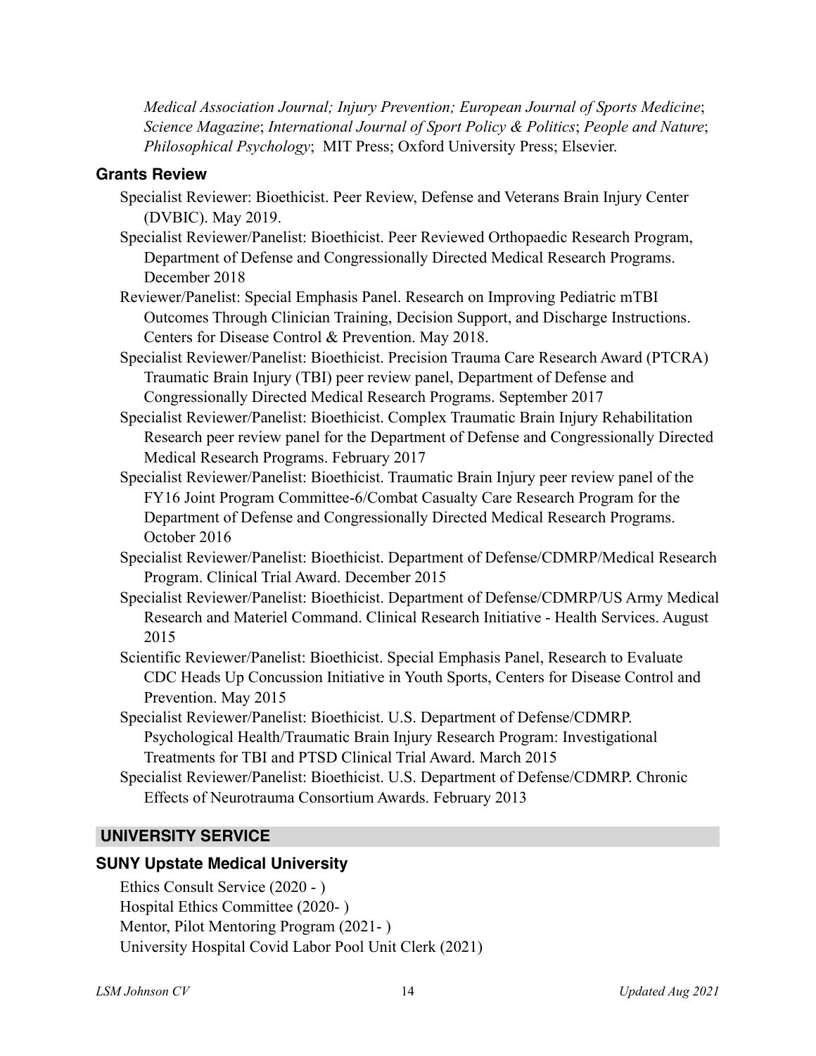*Medical Association Journal; Injury Prevention; European Journal of Sports Medicine*; *Science Magazine*; *International Journal of Sport Policy & Politics*; *People and Nature*; *Philosophical Psychology*; MIT Press; Oxford University Press; Elsevier.

### Grants Review

Specialist Reviewer: Bioethicist. Peer Review, Defense and Veterans Brain Injury Center (DVBIC). May 2019.

Specialist Reviewer/Panelist: Bioethicist. Peer Reviewed Orthopaedic Research Program, Department of Defense and Congressionally Directed Medical Research Programs. December 2018

Reviewer/Panelist: Special Emphasis Panel. Research on Improving Pediatric mTBI Outcomes Through Clinician Training, Decision Support, and Discharge Instructions. Centers for Disease Control & Prevention. May 2018.

Specialist Reviewer/Panelist: Bioethicist. Precision Trauma Care Research Award (PTCRA) Traumatic Brain Injury (TBI) peer review panel, Department of Defense and Congressionally Directed Medical Research Programs. September 2017

Specialist Reviewer/Panelist: Bioethicist. Complex Traumatic Brain Injury Rehabilitation Research peer review panel for the Department of Defense and Congressionally Directed Medical Research Programs. February 2017

Specialist Reviewer/Panelist: Bioethicist. Traumatic Brain Injury peer review panel of the FY16 Joint Program Committee-6/Combat Casualty Care Research Program for the Department of Defense and Congressionally Directed Medical Research Programs. October 2016

Specialist Reviewer/Panelist: Bioethicist. Department of Defense/CDMRP/Medical Research Program. Clinical Trial Award. December 2015

Specialist Reviewer/Panelist: Bioethicist. Department of Defense/CDMRP/US Army Medical Research and Materiel Command. Clinical Research Initiative - Health Services. August 2015

Scientific Reviewer/Panelist: Bioethicist. Special Emphasis Panel, Research to Evaluate CDC Heads Up Concussion Initiative in Youth Sports, Centers for Disease Control and Prevention. May 2015

Specialist Reviewer/Panelist: Bioethicist. U.S. Department of Defense/CDMRP. Psychological Health/Traumatic Brain Injury Research Program: Investigational Treatments for TBI and PTSD Clinical Trial Award. March 2015

Specialist Reviewer/Panelist: Bioethicist. U.S. Department of Defense/CDMRP. Chronic Effects of Neurotrauma Consortium Awards. February 2013

## UNIVERSITY SERVICE

### SUNY Upstate Medical University

Ethics Consult Service (2020 - )
Hospital Ethics Committee (2020- )
Mentor, Pilot Mentoring Program (2021- )
University Hospital Covid Labor Pool Unit Clerk (2021)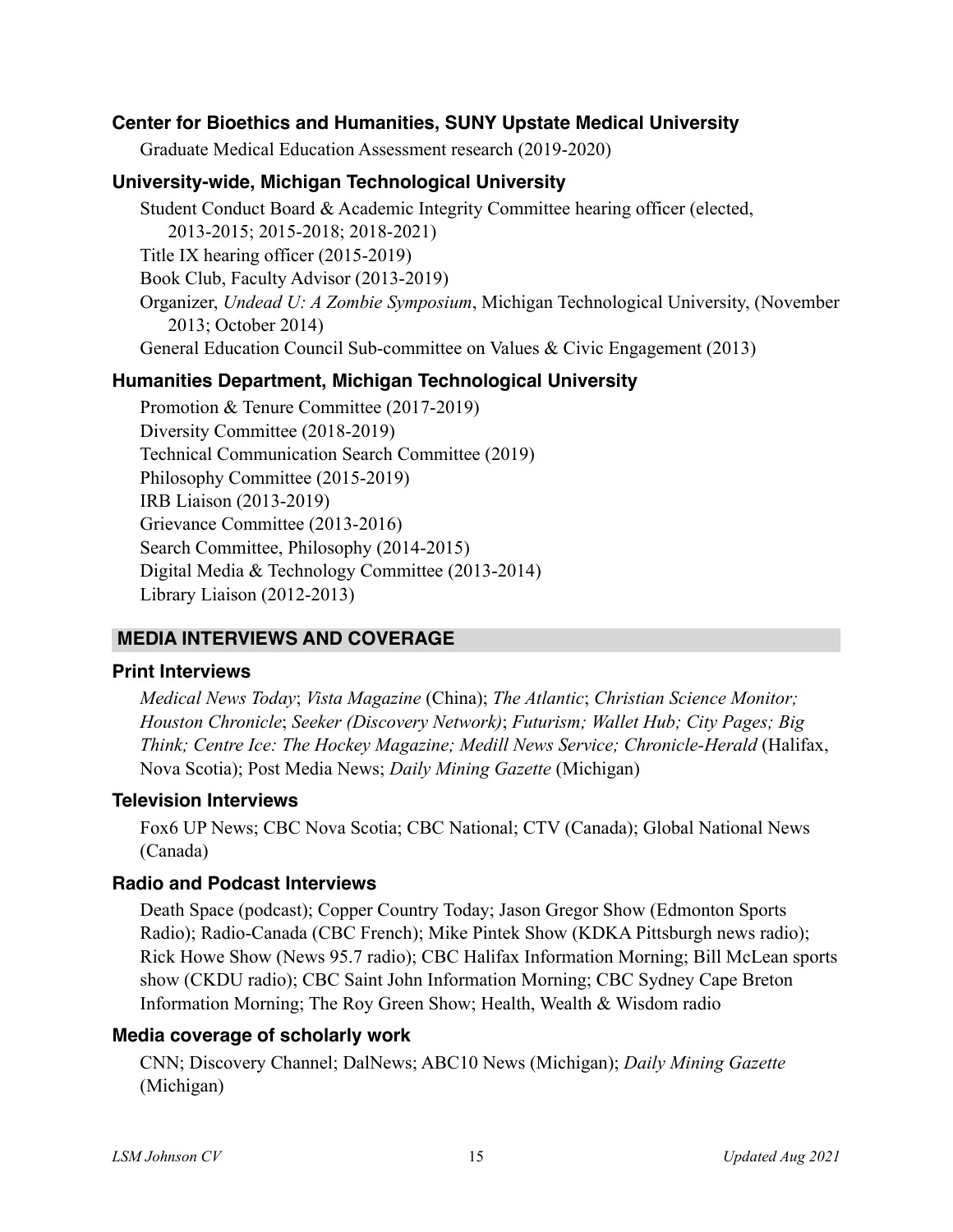### Center for Bioethics and Humanities, SUNY Upstate Medical University

Graduate Medical Education Assessment research (2019-2020)

### University-wide, Michigan Technological University

Student Conduct Board & Academic Integrity Committee hearing officer (elected, 2013-2015; 2015-2018; 2018-2021)  
Title IX hearing officer (2015-2019)  
Book Club, Faculty Advisor (2013-2019)  
Organizer, *Undead U: A Zombie Symposium*, Michigan Technological University, (November 2013; October 2014)  
General Education Council Sub-committee on Values & Civic Engagement (2013)

### Humanities Department, Michigan Technological University

Promotion & Tenure Committee (2017-2019)  
Diversity Committee (2018-2019)  
Technical Communication Search Committee (2019)  
Philosophy Committee (2015-2019)  
IRB Liaison (2013-2019)  
Grievance Committee (2013-2016)  
Search Committee, Philosophy (2014-2015)  
Digital Media & Technology Committee (2013-2014)  
Library Liaison (2012-2013)

## MEDIA INTERVIEWS AND COVERAGE

### Print Interviews

*Medical News Today*; *Vista Magazine* (China); *The Atlantic*; *Christian Science Monitor; Houston Chronicle*; *Seeker (Discovery Network)*; *Futurism; Wallet Hub; City Pages; Big Think; Centre Ice: The Hockey Magazine; Medill News Service; Chronicle-Herald* (Halifax, Nova Scotia); Post Media News; *Daily Mining Gazette* (Michigan)

### Television Interviews

Fox6 UP News; CBC Nova Scotia; CBC National; CTV (Canada); Global National News (Canada)

### Radio and Podcast Interviews

Death Space (podcast); Copper Country Today; Jason Gregor Show (Edmonton Sports Radio); Radio-Canada (CBC French); Mike Pintek Show (KDKA Pittsburgh news radio); Rick Howe Show (News 95.7 radio); CBC Halifax Information Morning; Bill McLean sports show (CKDU radio); CBC Saint John Information Morning; CBC Sydney Cape Breton Information Morning; The Roy Green Show; Health, Wealth & Wisdom radio

### Media coverage of scholarly work

CNN; Discovery Channel; DalNews; ABC10 News (Michigan); *Daily Mining Gazette* (Michigan)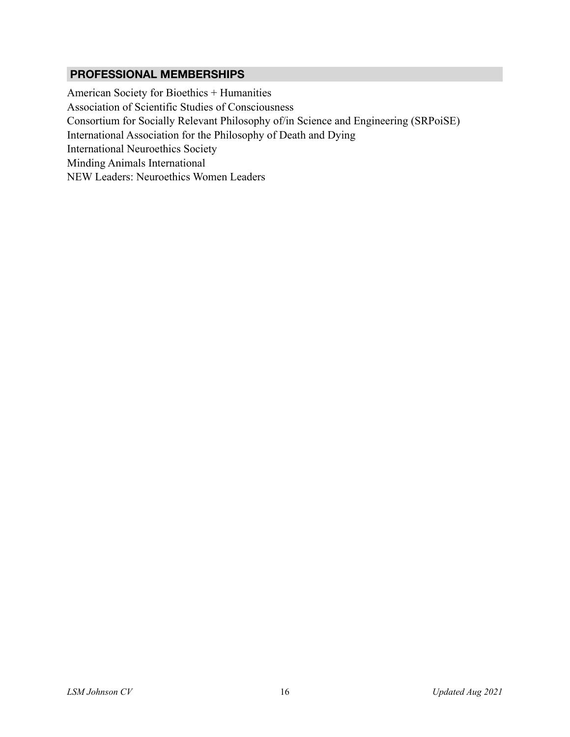## PROFESSIONAL MEMBERSHIPS

American Society for Bioethics + Humanities
Association of Scientific Studies of Consciousness
Consortium for Socially Relevant Philosophy of/in Science and Engineering (SRPoiSE)
International Association for the Philosophy of Death and Dying
International Neuroethics Society
Minding Animals International
NEW Leaders: Neuroethics Women Leaders